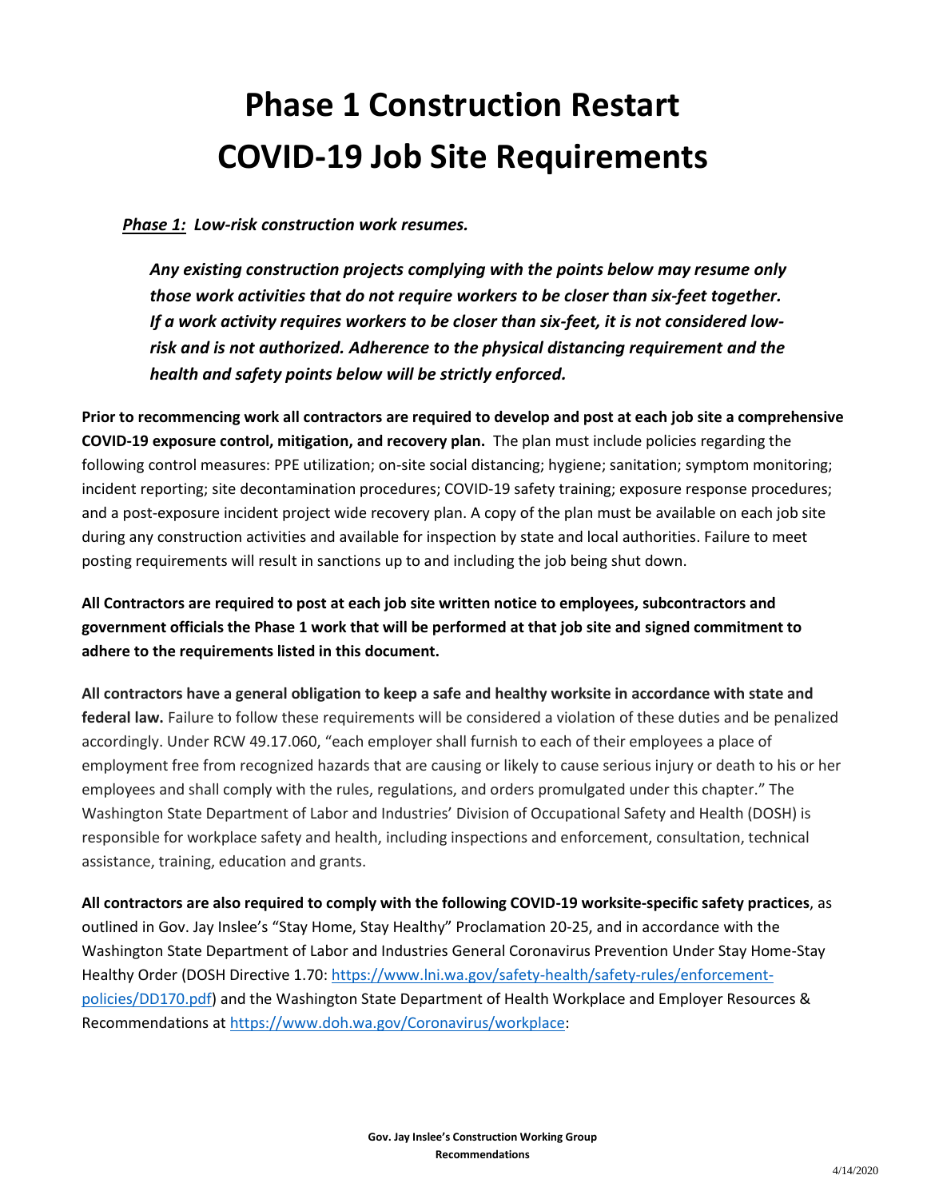# Phase 1 Construction Restart COVID-19 Job Site Requirements

***<u>Phase 1:</u> Low-risk construction work resumes.***

> ***Any existing construction projects complying with the points below may resume only those work activities that do not require workers to be closer than six-feet together. If a work activity requires workers to be closer than six-feet, it is not considered low-risk and is not authorized. Adherence to the physical distancing requirement and the health and safety points below will be strictly enforced.***

**Prior to recommencing work all contractors are required to develop and post at each job site a comprehensive COVID-19 exposure control, mitigation, and recovery plan.** The plan must include policies regarding the following control measures: PPE utilization; on-site social distancing; hygiene; sanitation; symptom monitoring; incident reporting; site decontamination procedures; COVID-19 safety training; exposure response procedures; and a post-exposure incident project wide recovery plan. A copy of the plan must be available on each job site during any construction activities and available for inspection by state and local authorities. Failure to meet posting requirements will result in sanctions up to and including the job being shut down.

**All Contractors are required to post at each job site written notice to employees, subcontractors and government officials the Phase 1 work that will be performed at that job site and signed commitment to adhere to the requirements listed in this document.**

**All contractors have a general obligation to keep a safe and healthy worksite in accordance with state and federal law.** Failure to follow these requirements will be considered a violation of these duties and be penalized accordingly. Under RCW 49.17.060, "each employer shall furnish to each of their employees a place of employment free from recognized hazards that are causing or likely to cause serious injury or death to his or her employees and shall comply with the rules, regulations, and orders promulgated under this chapter." The Washington State Department of Labor and Industries' Division of Occupational Safety and Health (DOSH) is responsible for workplace safety and health, including inspections and enforcement, consultation, technical assistance, training, education and grants.

**All contractors are also required to comply with the following COVID-19 worksite-specific safety practices**, as outlined in Gov. Jay Inslee's "Stay Home, Stay Healthy" Proclamation 20-25, and in accordance with the Washington State Department of Labor and Industries General Coronavirus Prevention Under Stay Home-Stay Healthy Order (DOSH Directive 1.70: [https://www.lni.wa.gov/safety-health/safety-rules/enforcement-policies/DD170.pdf](https://www.lni.wa.gov/safety-health/safety-rules/enforcement-policies/DD170.pdf)) and the Washington State Department of Health Workplace and Employer Resources & Recommendations at [https://www.doh.wa.gov/Coronavirus/workplace](https://www.doh.wa.gov/Coronavirus/workplace):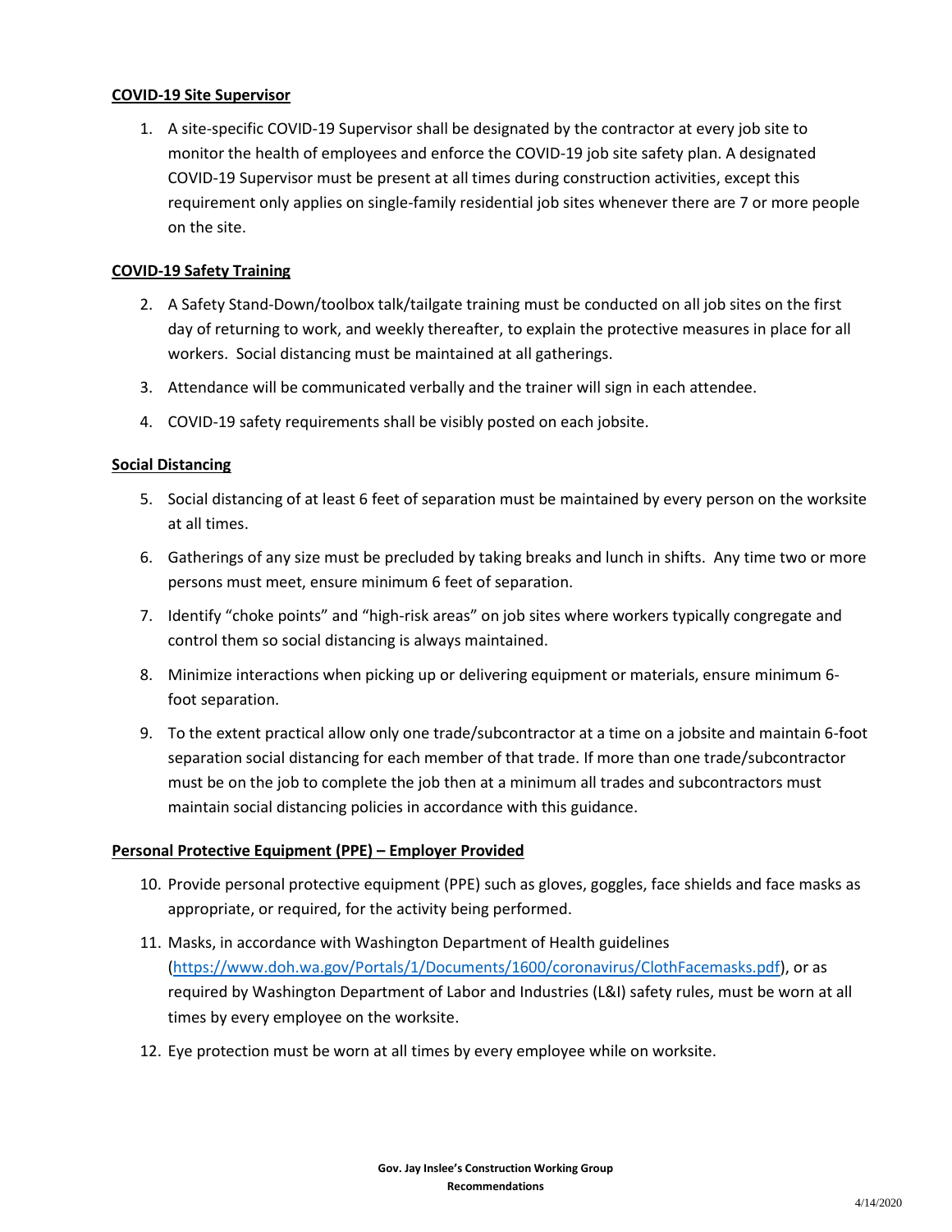**COVID-19 Site Supervisor**

1. A site-specific COVID-19 Supervisor shall be designated by the contractor at every job site to monitor the health of employees and enforce the COVID-19 job site safety plan. A designated COVID-19 Supervisor must be present at all times during construction activities, except this requirement only applies on single-family residential job sites whenever there are 7 or more people on the site.

**COVID-19 Safety Training**

2. A Safety Stand-Down/toolbox talk/tailgate training must be conducted on all job sites on the first day of returning to work, and weekly thereafter, to explain the protective measures in place for all workers. Social distancing must be maintained at all gatherings.
3. Attendance will be communicated verbally and the trainer will sign in each attendee.
4. COVID-19 safety requirements shall be visibly posted on each jobsite.

**Social Distancing**

5. Social distancing of at least 6 feet of separation must be maintained by every person on the worksite at all times.
6. Gatherings of any size must be precluded by taking breaks and lunch in shifts. Any time two or more persons must meet, ensure minimum 6 feet of separation.
7. Identify "choke points" and "high-risk areas" on job sites where workers typically congregate and control them so social distancing is always maintained.
8. Minimize interactions when picking up or delivering equipment or materials, ensure minimum 6-foot separation.
9. To the extent practical allow only one trade/subcontractor at a time on a jobsite and maintain 6-foot separation social distancing for each member of that trade. If more than one trade/subcontractor must be on the job to complete the job then at a minimum all trades and subcontractors must maintain social distancing policies in accordance with this guidance.

**Personal Protective Equipment (PPE) – Employer Provided**

10. Provide personal protective equipment (PPE) such as gloves, goggles, face shields and face masks as appropriate, or required, for the activity being performed.
11. Masks, in accordance with Washington Department of Health guidelines (https://www.doh.wa.gov/Portals/1/Documents/1600/coronavirus/ClothFacemasks.pdf), or as required by Washington Department of Labor and Industries (L&I) safety rules, must be worn at all times by every employee on the worksite.
12. Eye protection must be worn at all times by every employee while on worksite.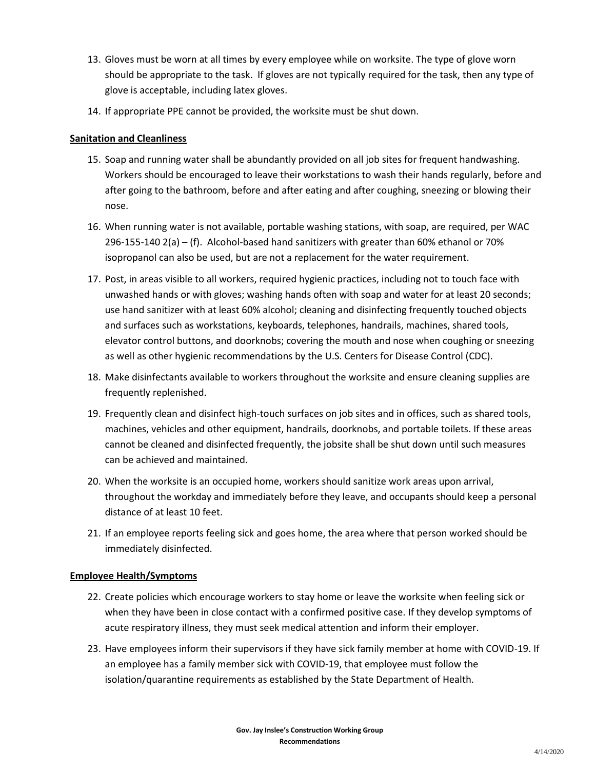13. Gloves must be worn at all times by every employee while on worksite. The type of glove worn should be appropriate to the task. If gloves are not typically required for the task, then any type of glove is acceptable, including latex gloves.
14. If appropriate PPE cannot be provided, the worksite must be shut down.

**Sanitation and Cleanliness**

15. Soap and running water shall be abundantly provided on all job sites for frequent handwashing. Workers should be encouraged to leave their workstations to wash their hands regularly, before and after going to the bathroom, before and after eating and after coughing, sneezing or blowing their nose.
16. When running water is not available, portable washing stations, with soap, are required, per WAC 296-155-140 2(a) – (f). Alcohol-based hand sanitizers with greater than 60% ethanol or 70% isopropanol can also be used, but are not a replacement for the water requirement.
17. Post, in areas visible to all workers, required hygienic practices, including not to touch face with unwashed hands or with gloves; washing hands often with soap and water for at least 20 seconds; use hand sanitizer with at least 60% alcohol; cleaning and disinfecting frequently touched objects and surfaces such as workstations, keyboards, telephones, handrails, machines, shared tools, elevator control buttons, and doorknobs; covering the mouth and nose when coughing or sneezing as well as other hygienic recommendations by the U.S. Centers for Disease Control (CDC).
18. Make disinfectants available to workers throughout the worksite and ensure cleaning supplies are frequently replenished.
19. Frequently clean and disinfect high-touch surfaces on job sites and in offices, such as shared tools, machines, vehicles and other equipment, handrails, doorknobs, and portable toilets. If these areas cannot be cleaned and disinfected frequently, the jobsite shall be shut down until such measures can be achieved and maintained.
20. When the worksite is an occupied home, workers should sanitize work areas upon arrival, throughout the workday and immediately before they leave, and occupants should keep a personal distance of at least 10 feet.
21. If an employee reports feeling sick and goes home, the area where that person worked should be immediately disinfected.

**Employee Health/Symptoms**

22. Create policies which encourage workers to stay home or leave the worksite when feeling sick or when they have been in close contact with a confirmed positive case. If they develop symptoms of acute respiratory illness, they must seek medical attention and inform their employer.
23. Have employees inform their supervisors if they have sick family member at home with COVID-19. If an employee has a family member sick with COVID-19, that employee must follow the isolation/quarantine requirements as established by the State Department of Health.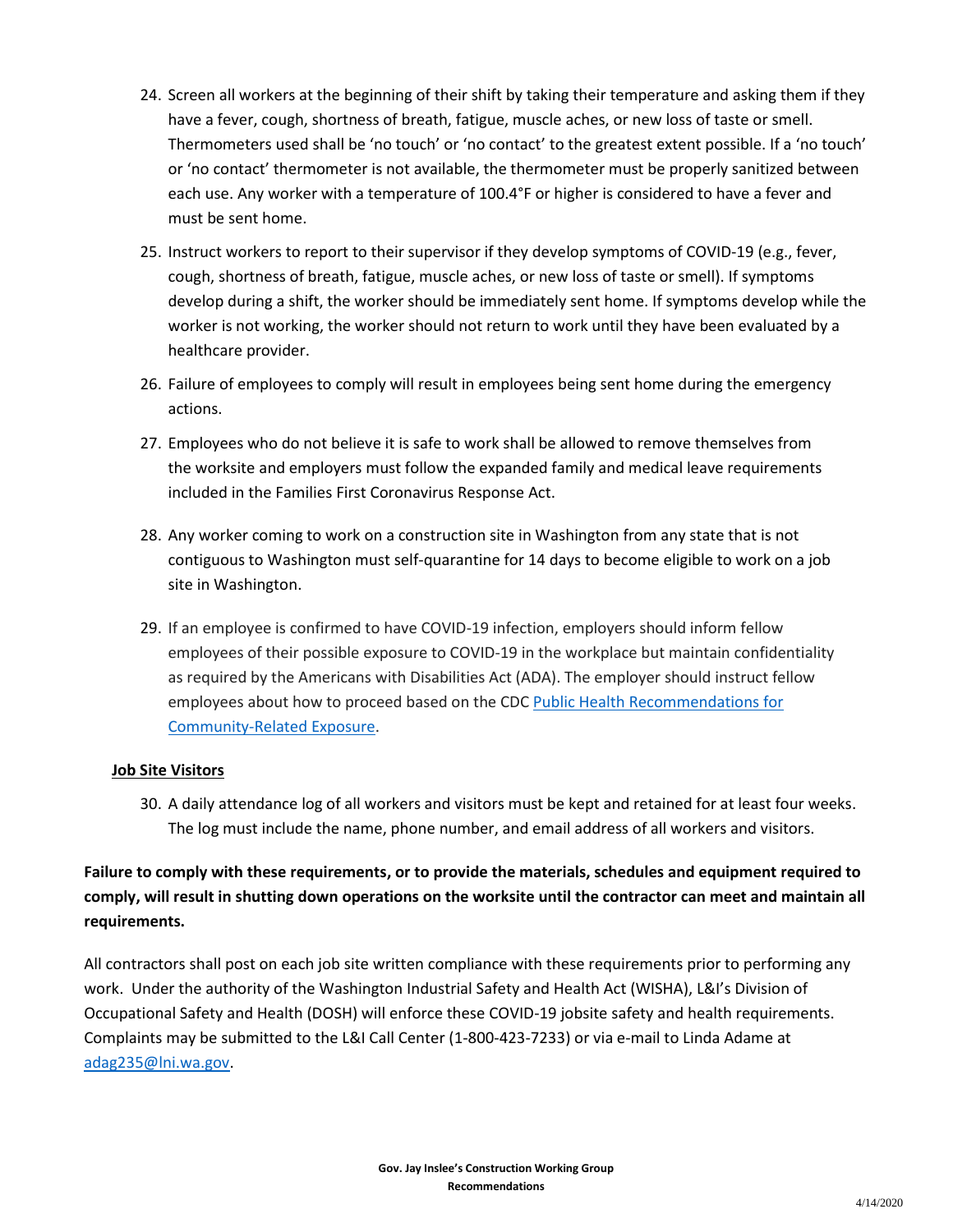24. Screen all workers at the beginning of their shift by taking their temperature and asking them if they have a fever, cough, shortness of breath, fatigue, muscle aches, or new loss of taste or smell. Thermometers used shall be 'no touch' or 'no contact' to the greatest extent possible. If a 'no touch' or 'no contact' thermometer is not available, the thermometer must be properly sanitized between each use. Any worker with a temperature of 100.4°F or higher is considered to have a fever and must be sent home.

25. Instruct workers to report to their supervisor if they develop symptoms of COVID-19 (e.g., fever, cough, shortness of breath, fatigue, muscle aches, or new loss of taste or smell). If symptoms develop during a shift, the worker should be immediately sent home. If symptoms develop while the worker is not working, the worker should not return to work until they have been evaluated by a healthcare provider.

26. Failure of employees to comply will result in employees being sent home during the emergency actions.

27. Employees who do not believe it is safe to work shall be allowed to remove themselves from the worksite and employers must follow the expanded family and medical leave requirements included in the Families First Coronavirus Response Act.

28. Any worker coming to work on a construction site in Washington from any state that is not contiguous to Washington must self-quarantine for 14 days to become eligible to work on a job site in Washington.

29. If an employee is confirmed to have COVID-19 infection, employers should inform fellow employees of their possible exposure to COVID-19 in the workplace but maintain confidentiality as required by the Americans with Disabilities Act (ADA). The employer should instruct fellow employees about how to proceed based on the CDC Public Health Recommendations for Community-Related Exposure.

**Job Site Visitors**

30. A daily attendance log of all workers and visitors must be kept and retained for at least four weeks. The log must include the name, phone number, and email address of all workers and visitors.

**Failure to comply with these requirements, or to provide the materials, schedules and equipment required to comply, will result in shutting down operations on the worksite until the contractor can meet and maintain all requirements.**

All contractors shall post on each job site written compliance with these requirements prior to performing any work. Under the authority of the Washington Industrial Safety and Health Act (WISHA), L&I's Division of Occupational Safety and Health (DOSH) will enforce these COVID-19 jobsite safety and health requirements. Complaints may be submitted to the L&I Call Center (1-800-423-7233) or via e-mail to Linda Adame at adag235@lni.wa.gov.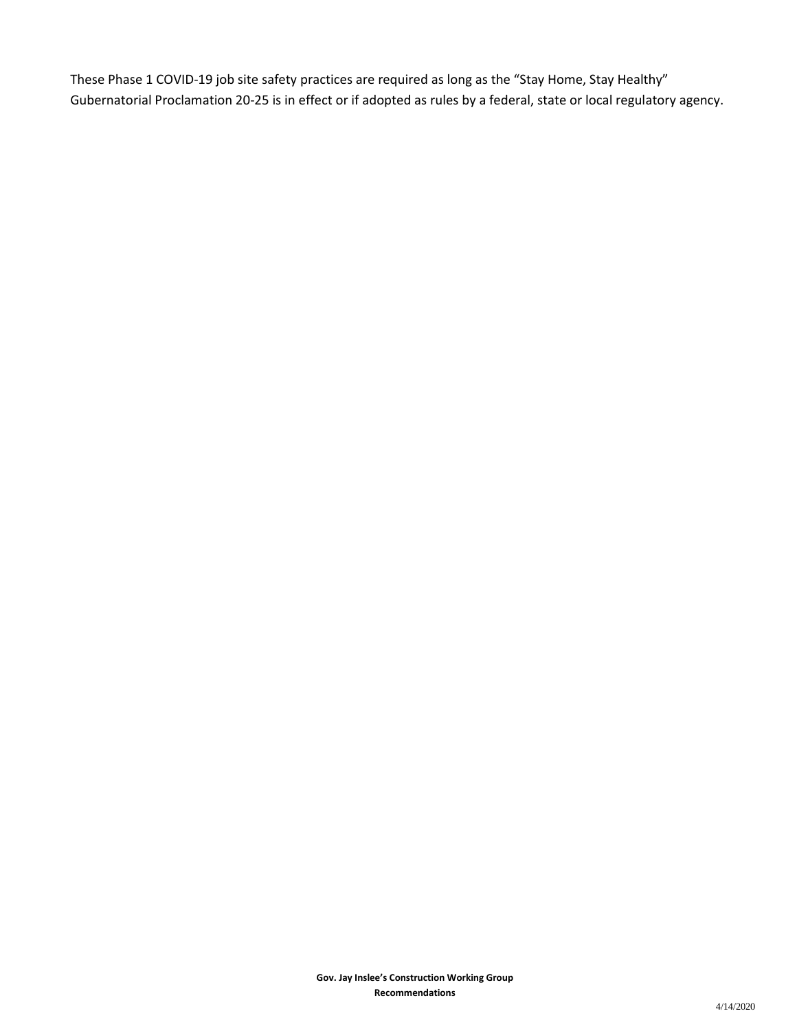These Phase 1 COVID-19 job site safety practices are required as long as the "Stay Home, Stay Healthy" Gubernatorial Proclamation 20-25 is in effect or if adopted as rules by a federal, state or local regulatory agency.